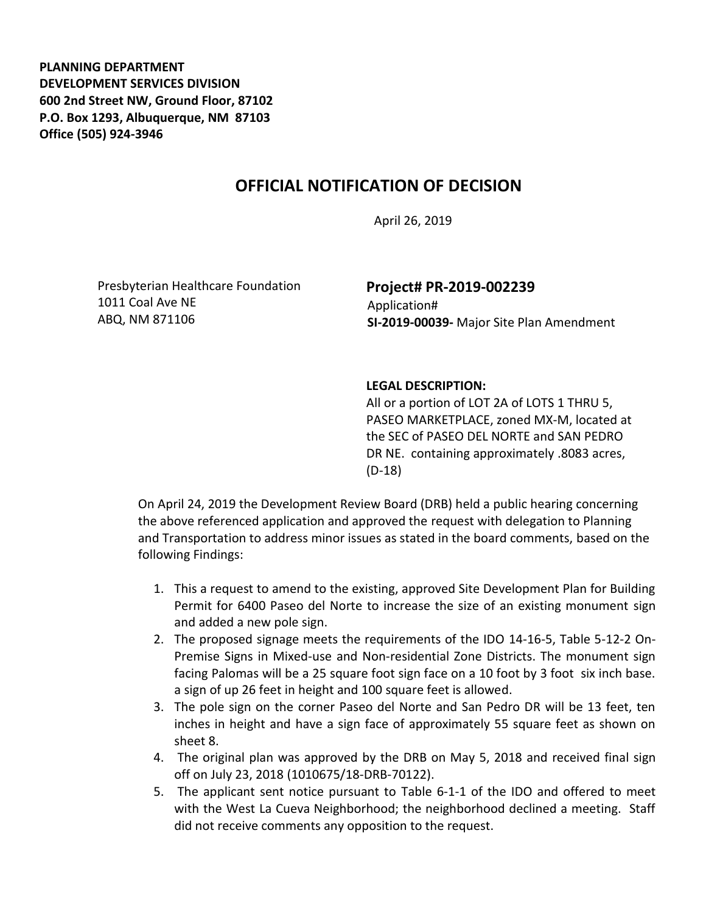**PLANNING DEPARTMENT**
**DEVELOPMENT SERVICES DIVISION**
**600 2nd Street NW, Ground Floor, 87102**
**P.O. Box 1293, Albuquerque, NM 87103**
**Office (505) 924-3946**

# OFFICIAL NOTIFICATION OF DECISION

April 26, 2019

Presbyterian Healthcare Foundation
1011 Coal Ave NE
ABQ, NM 871106

**Project# PR-2019-002239**
Application#
**SI-2019-00039-** Major Site Plan Amendment

**LEGAL DESCRIPTION:**
All or a portion of LOT 2A of LOTS 1 THRU 5, PASEO MARKETPLACE, zoned MX-M, located at the SEC of PASEO DEL NORTE and SAN PEDRO DR NE. containing approximately .8083 acres, (D-18)

On April 24, 2019 the Development Review Board (DRB) held a public hearing concerning the above referenced application and approved the request with delegation to Planning and Transportation to address minor issues as stated in the board comments, based on the following Findings:

1. This a request to amend to the existing, approved Site Development Plan for Building Permit for 6400 Paseo del Norte to increase the size of an existing monument sign and added a new pole sign.
2. The proposed signage meets the requirements of the IDO 14-16-5, Table 5-12-2 On-Premise Signs in Mixed-use and Non-residential Zone Districts. The monument sign facing Palomas will be a 25 square foot sign face on a 10 foot by 3 foot six inch base. a sign of up 26 feet in height and 100 square feet is allowed.
3. The pole sign on the corner Paseo del Norte and San Pedro DR will be 13 feet, ten inches in height and have a sign face of approximately 55 square feet as shown on sheet 8.
4. The original plan was approved by the DRB on May 5, 2018 and received final sign off on July 23, 2018 (1010675/18-DRB-70122).
5. The applicant sent notice pursuant to Table 6-1-1 of the IDO and offered to meet with the West La Cueva Neighborhood; the neighborhood declined a meeting. Staff did not receive comments any opposition to the request.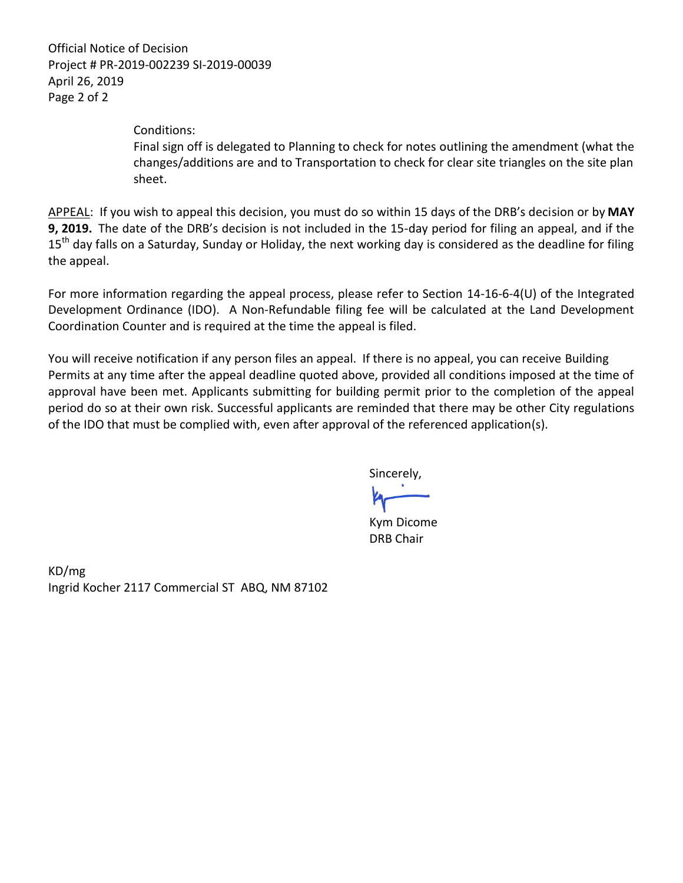Conditions:
Final sign off is delegated to Planning to check for notes outlining the amendment (what the changes/additions are and to Transportation to check for clear site triangles on the site plan sheet.

APPEAL: If you wish to appeal this decision, you must do so within 15 days of the DRB's decision or by **MAY 9, 2019.** The date of the DRB's decision is not included in the 15-day period for filing an appeal, and if the 15th day falls on a Saturday, Sunday or Holiday, the next working day is considered as the deadline for filing the appeal.

For more information regarding the appeal process, please refer to Section 14-16-6-4(U) of the Integrated Development Ordinance (IDO). A Non-Refundable filing fee will be calculated at the Land Development Coordination Counter and is required at the time the appeal is filed.

You will receive notification if any person files an appeal. If there is no appeal, you can receive Building Permits at any time after the appeal deadline quoted above, provided all conditions imposed at the time of approval have been met. Applicants submitting for building permit prior to the completion of the appeal period do so at their own risk. Successful applicants are reminded that there may be other City regulations of the IDO that must be complied with, even after approval of the referenced application(s).

Sincerely,

Kym Dicome
DRB Chair

KD/mg
Ingrid Kocher 2117 Commercial ST ABQ, NM 87102